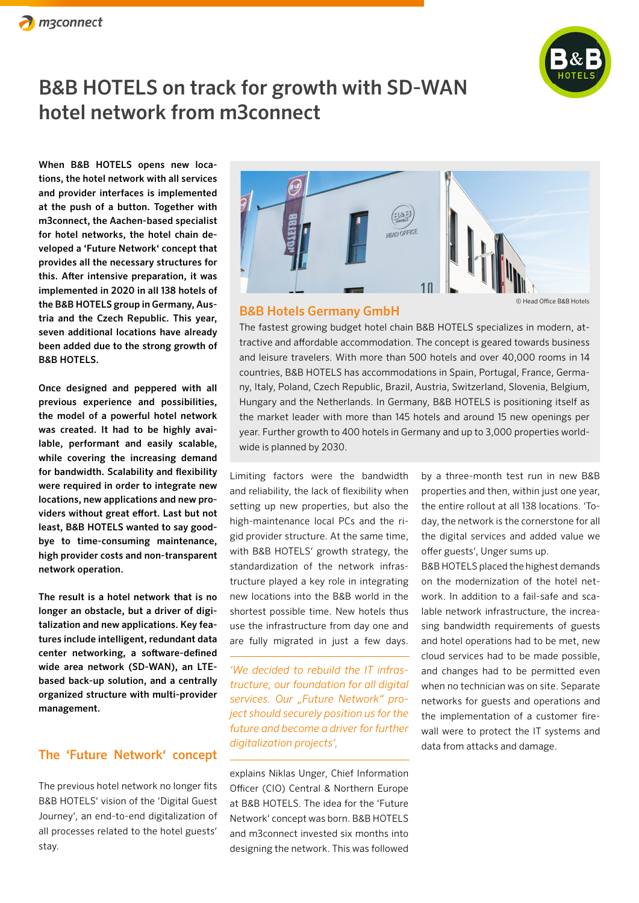# B&B HOTELS on track for growth with SD-WAN hotel network from m3connect

**When B&B HOTELS opens new locations, the hotel network with all services and provider interfaces is implemented at the push of a button. Together with m3connect, the Aachen-based specialist for hotel networks, the hotel chain developed a 'Future Network' concept that provides all the necessary structures for this. After intensive preparation, it was implemented in 2020 in all 138 hotels of the B&B HOTELS group in Germany, Austria and the Czech Republic. This year, seven additional locations have already been added due to the strong growth of B&B HOTELS.**

**Once designed and peppered with all previous experience and possibilities, the model of a powerful hotel network was created. It had to be highly available, performant and easily scalable, while covering the increasing demand for bandwidth. Scalability and flexibility were required in order to integrate new locations, new applications and new providers without great effort. Last but not least, B&B HOTELS wanted to say goodbye to time-consuming maintenance, high provider costs and non-transparent network operation.**

**The result is a hotel network that is no longer an obstacle, but a driver of digitalization and new applications. Key features include intelligent, redundant data center networking, a software-defined wide area network (SD-WAN), an LTE-based back-up solution, and a centrally organized structure with multi-provider management.**

© Head Office B&B Hotels

## B&B Hotels Germany GmbH

The fastest growing budget hotel chain B&B HOTELS specializes in modern, attractive and affordable accommodation. The concept is geared towards business and leisure travelers. With more than 500 hotels and over 40,000 rooms in 14 countries, B&B HOTELS has accommodations in Spain, Portugal, France, Germany, Italy, Poland, Czech Republic, Brazil, Austria, Switzerland, Slovenia, Belgium, Hungary and the Netherlands. In Germany, B&B HOTELS is positioning itself as the market leader with more than 145 hotels and around 15 new openings per year. Further growth to 400 hotels in Germany and up to 3,000 properties worldwide is planned by 2030.

## The 'Future Network' concept

The previous hotel network no longer fits B&B HOTELS' vision of the 'Digital Guest Journey', an end-to-end digitalization of all processes related to the hotel guests' stay.

Limiting factors were the bandwidth and reliability, the lack of flexibility when setting up new properties, but also the high-maintenance local PCs and the rigid provider structure. At the same time, with B&B HOTELS' growth strategy, the standardization of the network infrastructure played a key role in integrating new locations into the B&B world in the shortest possible time. New hotels thus use the infrastructure from day one and are fully migrated in just a few days.

*'We decided to rebuild the IT infrastructure, our foundation for all digital services. Our „Future Network" project should securely position us for the future and become a driver for further digitalization projects',*

explains Niklas Unger, Chief Information Officer (CIO) Central & Northern Europe at B&B HOTELS. The idea for the 'Future Network' concept was born. B&B HOTELS and m3connect invested six months into designing the network. This was followed by a three-month test run in new B&B properties and then, within just one year, the entire rollout at all 138 locations. 'Today, the network is the cornerstone for all the digital services and added value we offer guests', Unger sums up.

B&B HOTELS placed the highest demands on the modernization of the hotel network. In addition to a fail-safe and scalable network infrastructure, the increasing bandwidth requirements of guests and hotel operations had to be met, new cloud services had to be made possible, and changes had to be permitted even when no technician was on site. Separate networks for guests and operations and the implementation of a customer firewall were to protect the IT systems and data from attacks and damage.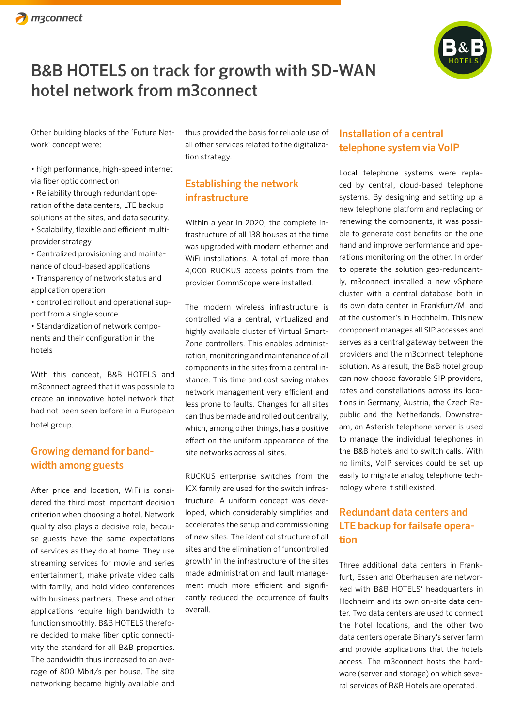# B&B HOTELS on track for growth with SD-WAN hotel network from m3connect

Other building blocks of the 'Future Network' concept were:

- high performance, high-speed internet via fiber optic connection
- Reliability through redundant operation of the data centers, LTE backup solutions at the sites, and data security.
- Scalability, flexible and efficient multi-provider strategy
- Centralized provisioning and maintenance of cloud-based applications
- Transparency of network status and application operation
- controlled rollout and operational support from a single source
- Standardization of network components and their configuration in the hotels

With this concept, B&B HOTELS and m3connect agreed that it was possible to create an innovative hotel network that had not been seen before in a European hotel group.

## Growing demand for bandwidth among guests

After price and location, WiFi is considered the third most important decision criterion when choosing a hotel. Network quality also plays a decisive role, because guests have the same expectations of services as they do at home. They use streaming services for movie and series entertainment, make private video calls with family, and hold video conferences with business partners. These and other applications require high bandwidth to function smoothly. B&B HOTELS therefore decided to make fiber optic connectivity the standard for all B&B properties. The bandwidth thus increased to an average of 800 Mbit/s per house. The site networking became highly available and thus provided the basis for reliable use of all other services related to the digitalization strategy.

## Establishing the network infrastructure

Within a year in 2020, the complete infrastructure of all 138 houses at the time was upgraded with modern ethernet and WiFi installations. A total of more than 4,000 RUCKUS access points from the provider CommScope were installed.

The modern wireless infrastructure is controlled via a central, virtualized and highly available cluster of Virtual SmartZone controllers. This enables administration, monitoring and maintenance of all components in the sites from a central instance. This time and cost saving makes network management very efficient and less prone to faults. Changes for all sites can thus be made and rolled out centrally, which, among other things, has a positive effect on the uniform appearance of the site networks across all sites.

RUCKUS enterprise switches from the ICX family are used for the switch infrastructure. A uniform concept was developed, which considerably simplifies and accelerates the setup and commissioning of new sites. The identical structure of all sites and the elimination of 'uncontrolled growth' in the infrastructure of the sites made administration and fault management much more efficient and significantly reduced the occurrence of faults overall.

## Installation of a central telephone system via VoIP

Local telephone systems were replaced by central, cloud-based telephone systems. By designing and setting up a new telephone platform and replacing or renewing the components, it was possible to generate cost benefits on the one hand and improve performance and operations monitoring on the other. In order to operate the solution geo-redundantly, m3connect installed a new vSphere cluster with a central database both in its own data center in Frankfurt/M. and at the customer's in Hochheim. This new component manages all SIP accesses and serves as a central gateway between the providers and the m3connect telephone solution. As a result, the B&B hotel group can now choose favorable SIP providers, rates and constellations across its locations in Germany, Austria, the Czech Republic and the Netherlands. Downstream, an Asterisk telephone server is used to manage the individual telephones in the B&B hotels and to switch calls. With no limits, VoIP services could be set up easily to migrate analog telephone technology where it still existed.

## Redundant data centers and LTE backup for failsafe operation

Three additional data centers in Frankfurt, Essen and Oberhausen are networked with B&B HOTELS' headquarters in Hochheim and its own on-site data center. Two data centers are used to connect the hotel locations, and the other two data centers operate Binary's server farm and provide applications that the hotels access. The m3connect hosts the hardware (server and storage) on which several services of B&B Hotels are operated.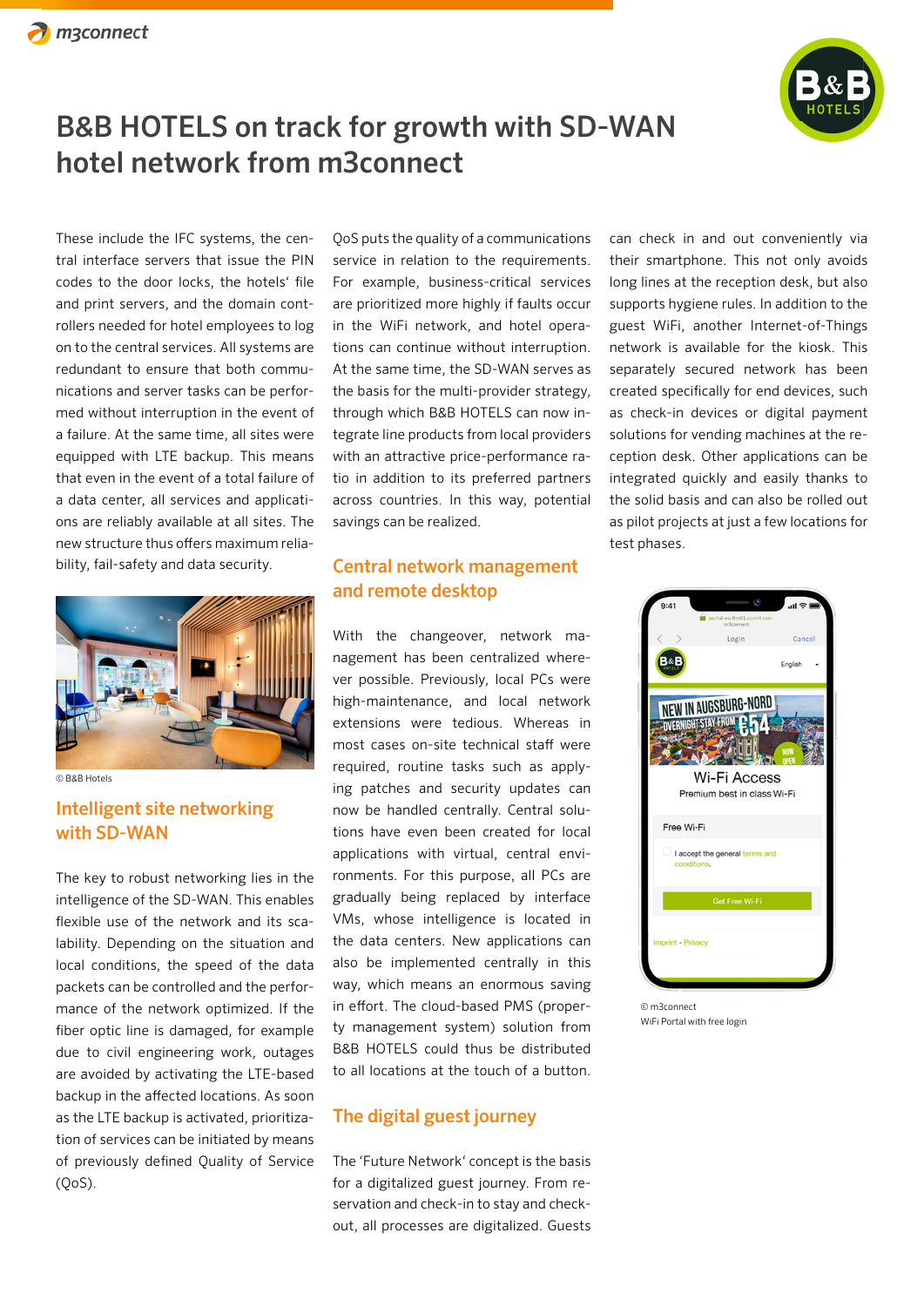# B&B HOTELS on track for growth with SD-WAN hotel network from m3connect

These include the IFC systems, the central interface servers that issue the PIN codes to the door locks, the hotels' file and print servers, and the domain controllers needed for hotel employees to log on to the central services. All systems are redundant to ensure that both communications and server tasks can be performed without interruption in the event of a failure. At the same time, all sites were equipped with LTE backup. This means that even in the event of a total failure of a data center, all services and applications are reliably available at all sites. The new structure thus offers maximum reliability, fail-safety and data security.

© B&B Hotels

## Intelligent site networking with SD-WAN

The key to robust networking lies in the intelligence of the SD-WAN. This enables flexible use of the network and its scalability. Depending on the situation and local conditions, the speed of the data packets can be controlled and the performance of the network optimized. If the fiber optic line is damaged, for example due to civil engineering work, outages are avoided by activating the LTE-based backup in the affected locations. As soon as the LTE backup is activated, prioritization of services can be initiated by means of previously defined Quality of Service (QoS).

QoS puts the quality of a communications service in relation to the requirements. For example, business-critical services are prioritized more highly if faults occur in the WiFi network, and hotel operations can continue without interruption. At the same time, the SD-WAN serves as the basis for the multi-provider strategy, through which B&B HOTELS can now integrate line products from local providers with an attractive price-performance ratio in addition to its preferred partners across countries. In this way, potential savings can be realized.

## Central network management and remote desktop

With the changeover, network management has been centralized wherever possible. Previously, local PCs were high-maintenance, and local network extensions were tedious. Whereas in most cases on-site technical staff were required, routine tasks such as applying patches and security updates can now be handled centrally. Central solutions have even been created for local applications with virtual, central environments. For this purpose, all PCs are gradually being replaced by interface VMs, whose intelligence is located in the data centers. New applications can also be implemented centrally in this way, which means an enormous saving in effort. The cloud-based PMS (property management system) solution from B&B HOTELS could thus be distributed to all locations at the touch of a button.

## The digital guest journey

The 'Future Network' concept is the basis for a digitalized guest journey. From reservation and check-in to stay and check-out, all processes are digitalized. Guests can check in and out conveniently via their smartphone. This not only avoids long lines at the reception desk, but also supports hygiene rules. In addition to the guest WiFi, another Internet-of-Things network is available for the kiosk. This separately secured network has been created specifically for end devices, such as check-in devices or digital payment solutions for vending machines at the reception desk. Other applications can be integrated quickly and easily thanks to the solid basis and can also be rolled out as pilot projects at just a few locations for test phases.

© m3connect
WiFi Portal with free login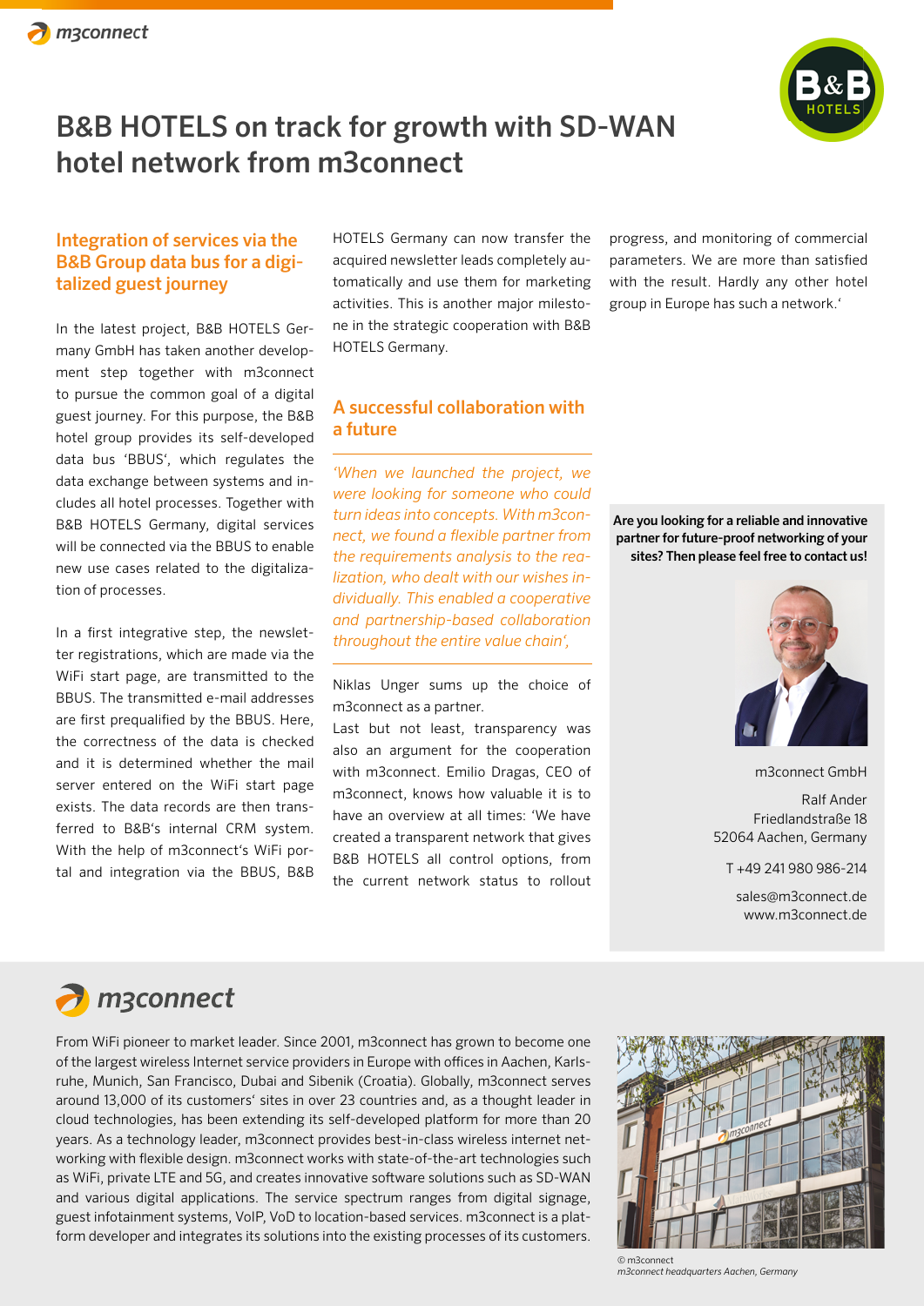# B&B HOTELS on track for growth with SD-WAN hotel network from m3connect

## Integration of services via the B&B Group data bus for a digitalized guest journey

In the latest project, B&B HOTELS Germany GmbH has taken another development step together with m3connect to pursue the common goal of a digital guest journey. For this purpose, the B&B hotel group provides its self-developed data bus 'BBUS', which regulates the data exchange between systems and includes all hotel processes. Together with B&B HOTELS Germany, digital services will be connected via the BBUS to enable new use cases related to the digitalization of processes.

In a first integrative step, the newsletter registrations, which are made via the WiFi start page, are transmitted to the BBUS. The transmitted e-mail addresses are first prequalified by the BBUS. Here, the correctness of the data is checked and it is determined whether the mail server entered on the WiFi start page exists. The data records are then transferred to B&B's internal CRM system. With the help of m3connect's WiFi portal and integration via the BBUS, B&B HOTELS Germany can now transfer the acquired newsletter leads completely automatically and use them for marketing activities. This is another major milestone in the strategic cooperation with B&B HOTELS Germany.

## A successful collaboration with a future

*'When we launched the project, we were looking for someone who could turn ideas into concepts. With m3connect, we found a flexible partner from the requirements analysis to the realization, who dealt with our wishes individually. This enabled a cooperative and partnership-based collaboration throughout the entire value chain',*

Niklas Unger sums up the choice of m3connect as a partner.

Last but not least, transparency was also an argument for the cooperation with m3connect. Emilio Dragas, CEO of m3connect, knows how valuable it is to have an overview at all times: 'We have created a transparent network that gives B&B HOTELS all control options, from the current network status to rollout progress, and monitoring of commercial parameters. We are more than satisfied with the result. Hardly any other hotel group in Europe has such a network.'

**Are you looking for a reliable and innovative partner for future-proof networking of your sites? Then please feel free to contact us!**

m3connect GmbH

Ralf Ander
Friedlandstraße 18
52064 Aachen, Germany

T +49 241 980 986-214

sales@m3connect.de
www.m3connect.de

## m3connect

From WiFi pioneer to market leader. Since 2001, m3connect has grown to become one of the largest wireless Internet service providers in Europe with offices in Aachen, Karlsruhe, Munich, San Francisco, Dubai and Sibenik (Croatia). Globally, m3connect serves around 13,000 of its customers' sites in over 23 countries and, as a thought leader in cloud technologies, has been extending its self-developed platform for more than 20 years. As a technology leader, m3connect provides best-in-class wireless internet networking with flexible design. m3connect works with state-of-the-art technologies such as WiFi, private LTE and 5G, and creates innovative software solutions such as SD-WAN and various digital applications. The service spectrum ranges from digital signage, guest infotainment systems, VoIP, VoD to location-based services. m3connect is a platform developer and integrates its solutions into the existing processes of its customers.

© m3connect
*m3connect headquarters Aachen, Germany*